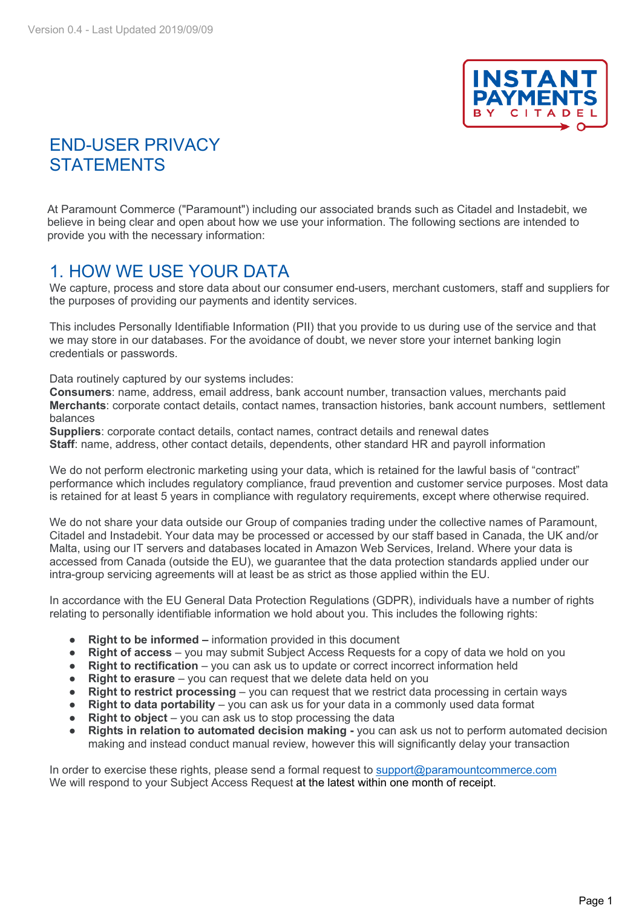Version 0.4 - Last Updated 2019/09/09

# END-USER PRIVACY STATEMENTS

At Paramount Commerce ("Paramount") including our associated brands such as Citadel and Instadebit, we believe in being clear and open about how we use your information. The following sections are intended to provide you with the necessary information:

## 1. HOW WE USE YOUR DATA

We capture, process and store data about our consumer end-users, merchant customers, staff and suppliers for the purposes of providing our payments and identity services.

This includes Personally Identifiable Information (PII) that you provide to us during use of the service and that we may store in our databases. For the avoidance of doubt, we never store your internet banking login credentials or passwords.

Data routinely captured by our systems includes:
**Consumers**: name, address, email address, bank account number, transaction values, merchants paid
**Merchants**: corporate contact details, contact names, transaction histories, bank account numbers, settlement balances
**Suppliers**: corporate contact details, contact names, contract details and renewal dates
**Staff**: name, address, other contact details, dependents, other standard HR and payroll information

We do not perform electronic marketing using your data, which is retained for the lawful basis of "contract" performance which includes regulatory compliance, fraud prevention and customer service purposes. Most data is retained for at least 5 years in compliance with regulatory requirements, except where otherwise required.

We do not share your data outside our Group of companies trading under the collective names of Paramount, Citadel and Instadebit. Your data may be processed or accessed by our staff based in Canada, the UK and/or Malta, using our IT servers and databases located in Amazon Web Services, Ireland. Where your data is accessed from Canada (outside the EU), we guarantee that the data protection standards applied under our intra-group servicing agreements will at least be as strict as those applied within the EU.

In accordance with the EU General Data Protection Regulations (GDPR), individuals have a number of rights relating to personally identifiable information we hold about you. This includes the following rights:

- **Right to be informed –** information provided in this document
- **Right of access** – you may submit Subject Access Requests for a copy of data we hold on you
- **Right to rectification** – you can ask us to update or correct incorrect information held
- **Right to erasure** – you can request that we delete data held on you
- **Right to restrict processing** – you can request that we restrict data processing in certain ways
- **Right to data portability** – you can ask us for your data in a commonly used data format
- **Right to object** – you can ask us to stop processing the data
- **Rights in relation to automated decision making -** you can ask us not to perform automated decision making and instead conduct manual review, however this will significantly delay your transaction

In order to exercise these rights, please send a formal request to support@paramountcommerce.com
We will respond to your Subject Access Request at the latest within one month of receipt.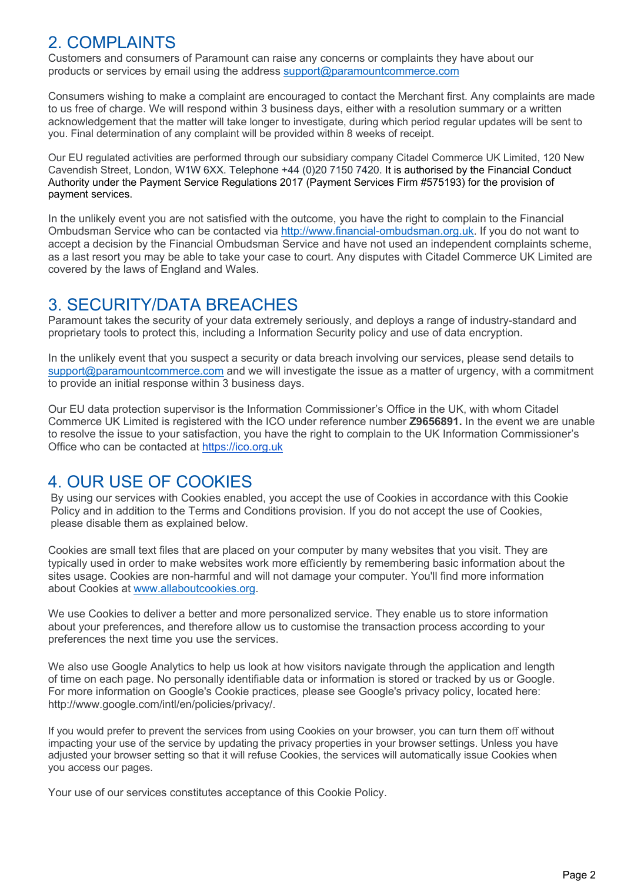## 2. COMPLAINTS

Customers and consumers of Paramount can raise any concerns or complaints they have about our products or services by email using the address support@paramountcommerce.com

Consumers wishing to make a complaint are encouraged to contact the Merchant first. Any complaints are made to us free of charge. We will respond within 3 business days, either with a resolution summary or a written acknowledgement that the matter will take longer to investigate, during which period regular updates will be sent to you. Final determination of any complaint will be provided within 8 weeks of receipt.

Our EU regulated activities are performed through our subsidiary company Citadel Commerce UK Limited, 120 New Cavendish Street, London, W1W 6XX. Telephone +44 (0)20 7150 7420. It is authorised by the Financial Conduct Authority under the Payment Service Regulations 2017 (Payment Services Firm #575193) for the provision of payment services.

In the unlikely event you are not satisfied with the outcome, you have the right to complain to the Financial Ombudsman Service who can be contacted via http://www.financial-ombudsman.org.uk. If you do not want to accept a decision by the Financial Ombudsman Service and have not used an independent complaints scheme, as a last resort you may be able to take your case to court. Any disputes with Citadel Commerce UK Limited are covered by the laws of England and Wales.

## 3. SECURITY/DATA BREACHES

Paramount takes the security of your data extremely seriously, and deploys a range of industry-standard and proprietary tools to protect this, including a Information Security policy and use of data encryption.

In the unlikely event that you suspect a security or data breach involving our services, please send details to support@paramountcommerce.com and we will investigate the issue as a matter of urgency, with a commitment to provide an initial response within 3 business days.

Our EU data protection supervisor is the Information Commissioner's Office in the UK, with whom Citadel Commerce UK Limited is registered with the ICO under reference number **Z9656891.** In the event we are unable to resolve the issue to your satisfaction, you have the right to complain to the UK Information Commissioner's Office who can be contacted at https://ico.org.uk

## 4. OUR USE OF COOKIES

By using our services with Cookies enabled, you accept the use of Cookies in accordance with this Cookie Policy and in addition to the Terms and Conditions provision. If you do not accept the use of Cookies, please disable them as explained below.

Cookies are small text files that are placed on your computer by many websites that you visit. They are typically used in order to make websites work more efficiently by remembering basic information about the sites usage. Cookies are non-harmful and will not damage your computer. You'll find more information about Cookies at www.allaboutcookies.org.

We use Cookies to deliver a better and more personalized service. They enable us to store information about your preferences, and therefore allow us to customise the transaction process according to your preferences the next time you use the services.

We also use Google Analytics to help us look at how visitors navigate through the application and length of time on each page. No personally identifiable data or information is stored or tracked by us or Google. For more information on Google's Cookie practices, please see Google's privacy policy, located here: http://www.google.com/intl/en/policies/privacy/.

If you would prefer to prevent the services from using Cookies on your browser, you can turn them off without impacting your use of the service by updating the privacy properties in your browser settings. Unless you have adjusted your browser setting so that it will refuse Cookies, the services will automatically issue Cookies when you access our pages.

Your use of our services constitutes acceptance of this Cookie Policy.